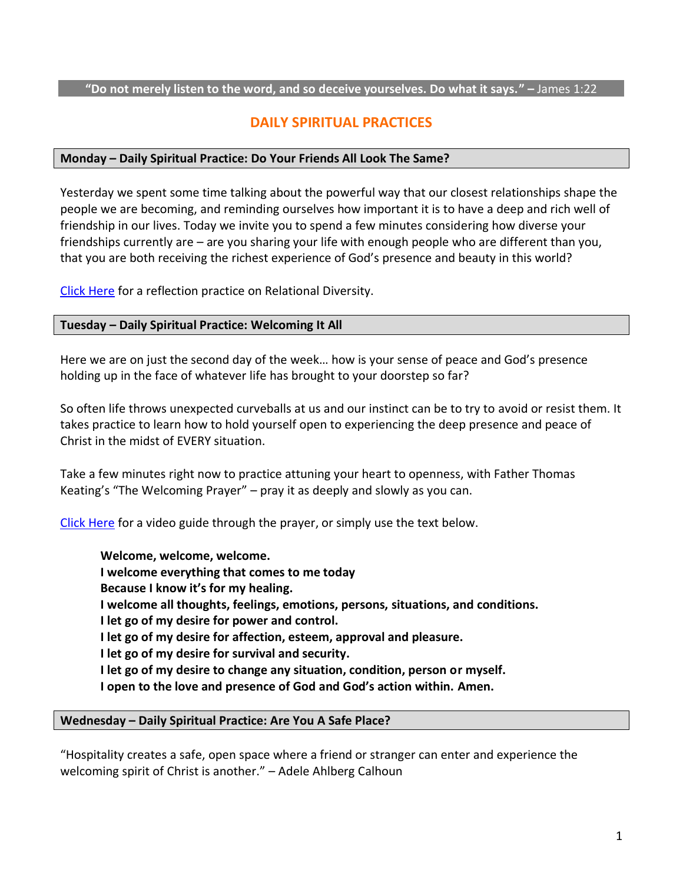**"Do not merely listen to the word, and so deceive yourselves. Do what it says." –** James 1:22

# DAILY SPIRITUAL PRACTICES

## Monday – Daily Spiritual Practice: Do Your Friends All Look The Same?

Yesterday we spent some time talking about the powerful way that our closest relationships shape the people we are becoming, and reminding ourselves how important it is to have a deep and rich well of friendship in our lives. Today we invite you to spend a few minutes considering how diverse your friendships currently are – are you sharing your life with enough people who are different than you, that you are both receiving the richest experience of God's presence and beauty in this world?

Click Here for a reflection practice on Relational Diversity.

## Tuesday – Daily Spiritual Practice: Welcoming It All

Here we are on just the second day of the week… how is your sense of peace and God's presence holding up in the face of whatever life has brought to your doorstep so far?

So often life throws unexpected curveballs at us and our instinct can be to try to avoid or resist them. It takes practice to learn how to hold yourself open to experiencing the deep presence and peace of Christ in the midst of EVERY situation.

Take a few minutes right now to practice attuning your heart to openness, with Father Thomas Keating's "The Welcoming Prayer" – pray it as deeply and slowly as you can.

Click Here for a video guide through the prayer, or simply use the text below.

> **Welcome, welcome, welcome.**
> **I welcome everything that comes to me today**
> **Because I know it's for my healing.**
> **I welcome all thoughts, feelings, emotions, persons, situations, and conditions.**
> **I let go of my desire for power and control.**
> **I let go of my desire for affection, esteem, approval and pleasure.**
> **I let go of my desire for survival and security.**
> **I let go of my desire to change any situation, condition, person or myself.**
> **I open to the love and presence of God and God's action within. Amen.**

## Wednesday – Daily Spiritual Practice: Are You A Safe Place?

"Hospitality creates a safe, open space where a friend or stranger can enter and experience the welcoming spirit of Christ is another." – Adele Ahlberg Calhoun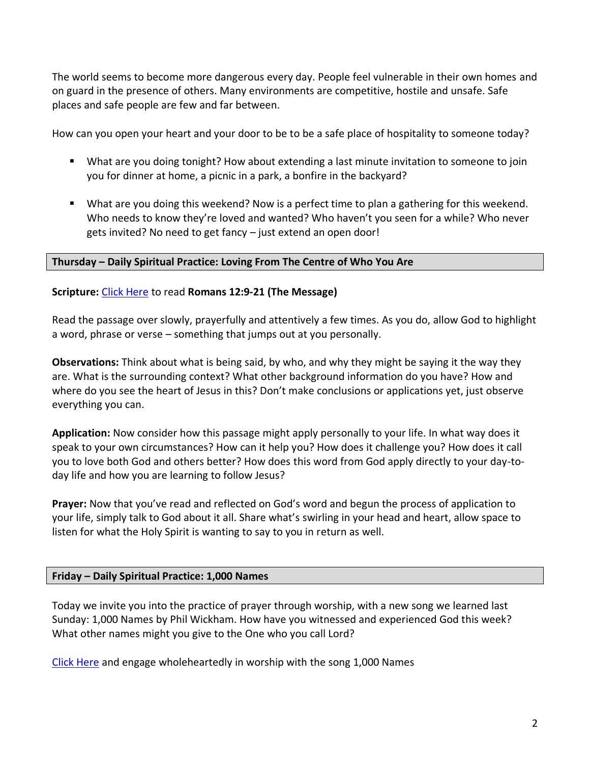The world seems to become more dangerous every day. People feel vulnerable in their own homes and on guard in the presence of others. Many environments are competitive, hostile and unsafe. Safe places and safe people are few and far between.

How can you open your heart and your door to be to be a safe place of hospitality to someone today?

- What are you doing tonight? How about extending a last minute invitation to someone to join you for dinner at home, a picnic in a park, a bonfire in the backyard?
- What are you doing this weekend? Now is a perfect time to plan a gathering for this weekend. Who needs to know they're loved and wanted? Who haven't you seen for a while? Who never gets invited? No need to get fancy – just extend an open door!

## Thursday – Daily Spiritual Practice: Loving From The Centre of Who You Are

**Scripture:** Click Here to read **Romans 12:9-21 (The Message)**

Read the passage over slowly, prayerfully and attentively a few times. As you do, allow God to highlight a word, phrase or verse – something that jumps out at you personally.

**Observations:** Think about what is being said, by who, and why they might be saying it the way they are. What is the surrounding context? What other background information do you have? How and where do you see the heart of Jesus in this? Don't make conclusions or applications yet, just observe everything you can.

**Application:** Now consider how this passage might apply personally to your life. In what way does it speak to your own circumstances? How can it help you? How does it challenge you? How does it call you to love both God and others better? How does this word from God apply directly to your day-to-day life and how you are learning to follow Jesus?

**Prayer:** Now that you've read and reflected on God's word and begun the process of application to your life, simply talk to God about it all. Share what's swirling in your head and heart, allow space to listen for what the Holy Spirit is wanting to say to you in return as well.

## Friday – Daily Spiritual Practice: 1,000 Names

Today we invite you into the practice of prayer through worship, with a new song we learned last Sunday: 1,000 Names by Phil Wickham. How have you witnessed and experienced God this week? What other names might you give to the One who you call Lord?

Click Here and engage wholeheartedly in worship with the song 1,000 Names